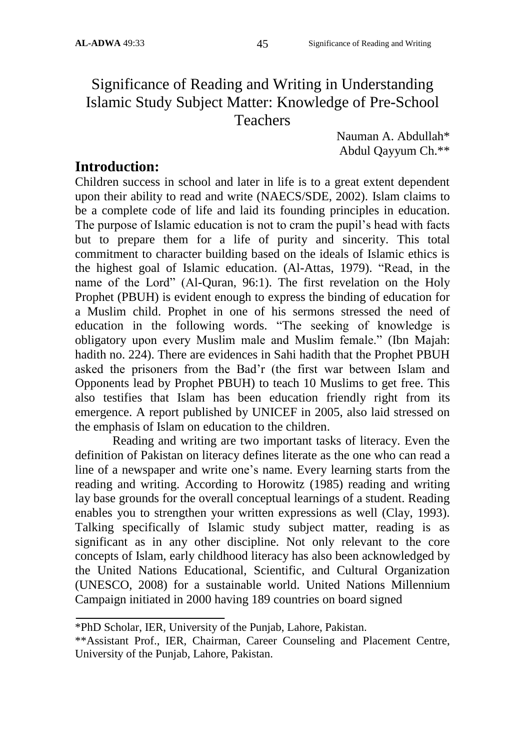# Significance of Reading and Writing in Understanding Islamic Study Subject Matter: Knowledge of Pre-School Teachers

Nauman A. Abdullah*
Abdul Qayyum Ch.**

## Introduction:

Children success in school and later in life is to a great extent dependent upon their ability to read and write (NAECS/SDE, 2002). Islam claims to be a complete code of life and laid its founding principles in education. The purpose of Islamic education is not to cram the pupil's head with facts but to prepare them for a life of purity and sincerity. This total commitment to character building based on the ideals of Islamic ethics is the highest goal of Islamic education. (Al-Attas, 1979). "Read, in the name of the Lord" (Al-Quran, 96:1). The first revelation on the Holy Prophet (PBUH) is evident enough to express the binding of education for a Muslim child. Prophet in one of his sermons stressed the need of education in the following words. "The seeking of knowledge is obligatory upon every Muslim male and Muslim female." (Ibn Majah: hadith no. 224). There are evidences in Sahi hadith that the Prophet PBUH asked the prisoners from the Bad'r (the first war between Islam and Opponents lead by Prophet PBUH) to teach 10 Muslims to get free. This also testifies that Islam has been education friendly right from its emergence. A report published by UNICEF in 2005, also laid stressed on the emphasis of Islam on education to the children.

Reading and writing are two important tasks of literacy. Even the definition of Pakistan on literacy defines literate as the one who can read a line of a newspaper and write one's name. Every learning starts from the reading and writing. According to Horowitz (1985) reading and writing lay base grounds for the overall conceptual learnings of a student. Reading enables you to strengthen your written expressions as well (Clay, 1993). Talking specifically of Islamic study subject matter, reading is as significant as in any other discipline. Not only relevant to the core concepts of Islam, early childhood literacy has also been acknowledged by the United Nations Educational, Scientific, and Cultural Organization (UNESCO, 2008) for a sustainable world. United Nations Millennium Campaign initiated in 2000 having 189 countries on board signed

---

*PhD Scholar, IER, University of the Punjab, Lahore, Pakistan.

**Assistant Prof., IER, Chairman, Career Counseling and Placement Centre, University of the Punjab, Lahore, Pakistan.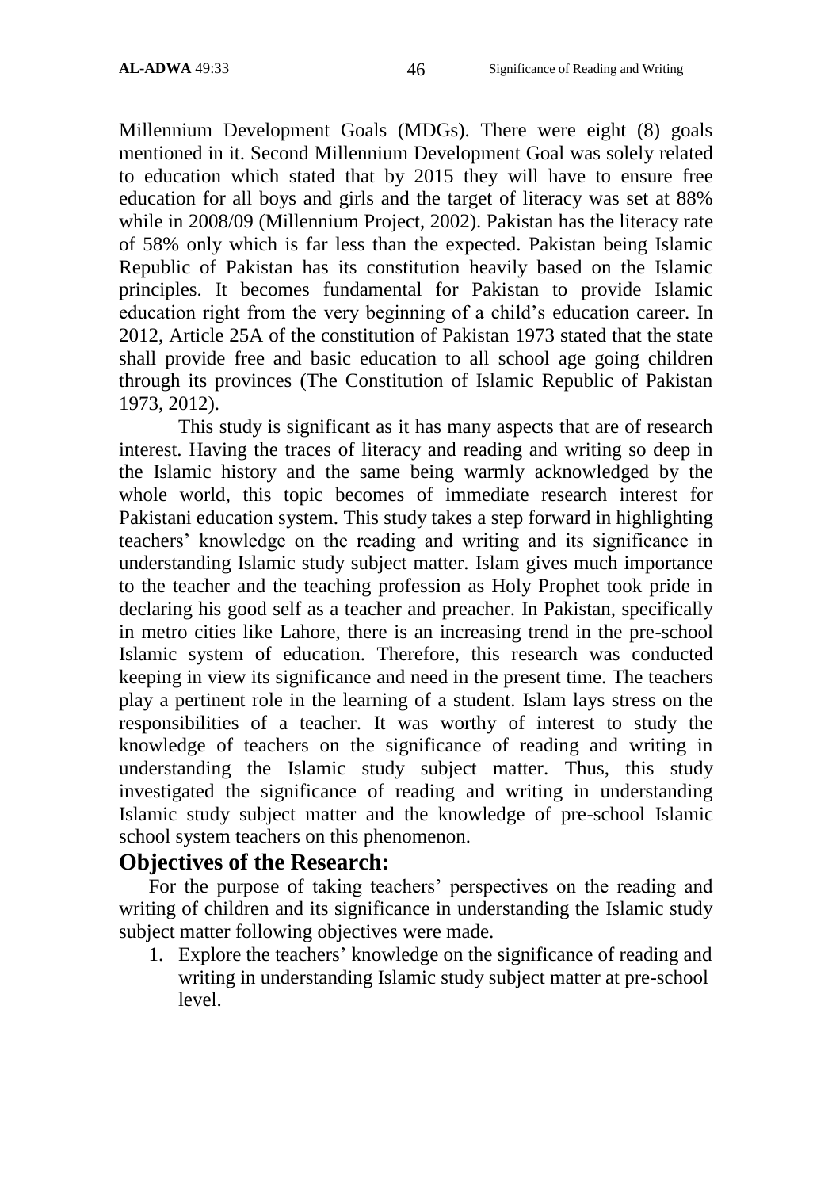Millennium Development Goals (MDGs). There were eight (8) goals mentioned in it. Second Millennium Development Goal was solely related to education which stated that by 2015 they will have to ensure free education for all boys and girls and the target of literacy was set at 88% while in 2008/09 (Millennium Project, 2002). Pakistan has the literacy rate of 58% only which is far less than the expected. Pakistan being Islamic Republic of Pakistan has its constitution heavily based on the Islamic principles. It becomes fundamental for Pakistan to provide Islamic education right from the very beginning of a child's education career. In 2012, Article 25A of the constitution of Pakistan 1973 stated that the state shall provide free and basic education to all school age going children through its provinces (The Constitution of Islamic Republic of Pakistan 1973, 2012).

This study is significant as it has many aspects that are of research interest. Having the traces of literacy and reading and writing so deep in the Islamic history and the same being warmly acknowledged by the whole world, this topic becomes of immediate research interest for Pakistani education system. This study takes a step forward in highlighting teachers' knowledge on the reading and writing and its significance in understanding Islamic study subject matter. Islam gives much importance to the teacher and the teaching profession as Holy Prophet took pride in declaring his good self as a teacher and preacher. In Pakistan, specifically in metro cities like Lahore, there is an increasing trend in the pre-school Islamic system of education. Therefore, this research was conducted keeping in view its significance and need in the present time. The teachers play a pertinent role in the learning of a student. Islam lays stress on the responsibilities of a teacher. It was worthy of interest to study the knowledge of teachers on the significance of reading and writing in understanding the Islamic study subject matter. Thus, this study investigated the significance of reading and writing in understanding Islamic study subject matter and the knowledge of pre-school Islamic school system teachers on this phenomenon.

## Objectives of the Research:

For the purpose of taking teachers' perspectives on the reading and writing of children and its significance in understanding the Islamic study subject matter following objectives were made.

1. Explore the teachers' knowledge on the significance of reading and writing in understanding Islamic study subject matter at pre-school level.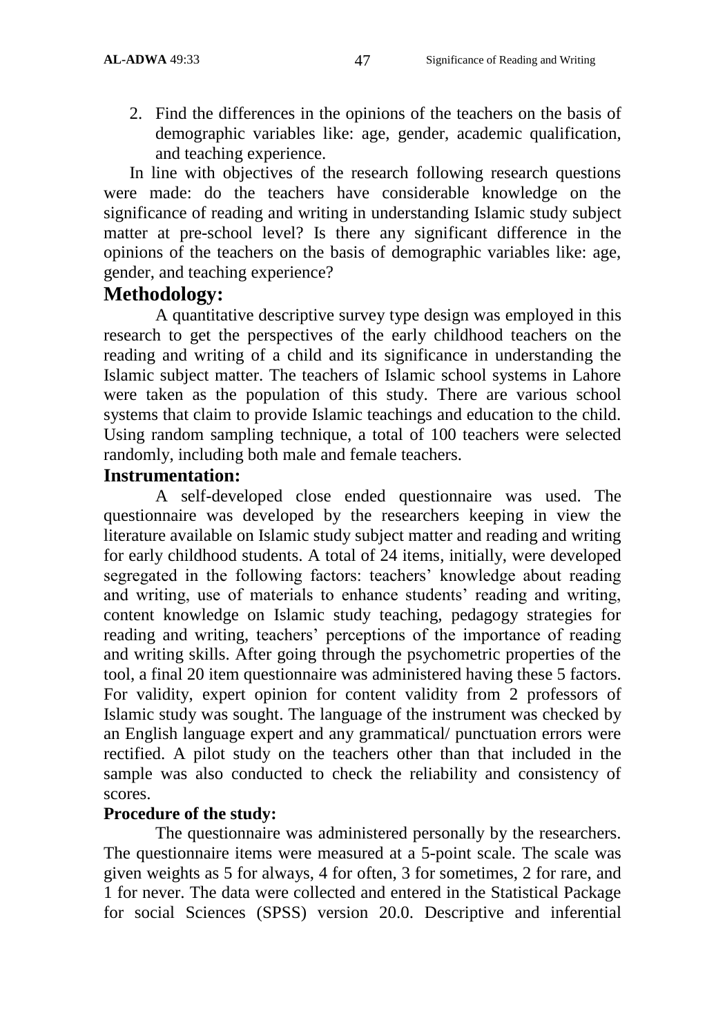2. Find the differences in the opinions of the teachers on the basis of demographic variables like: age, gender, academic qualification, and teaching experience.

In line with objectives of the research following research questions were made: do the teachers have considerable knowledge on the significance of reading and writing in understanding Islamic study subject matter at pre-school level? Is there any significant difference in the opinions of the teachers on the basis of demographic variables like: age, gender, and teaching experience?

## Methodology:

A quantitative descriptive survey type design was employed in this research to get the perspectives of the early childhood teachers on the reading and writing of a child and its significance in understanding the Islamic subject matter. The teachers of Islamic school systems in Lahore were taken as the population of this study. There are various school systems that claim to provide Islamic teachings and education to the child. Using random sampling technique, a total of 100 teachers were selected randomly, including both male and female teachers.

### Instrumentation:

A self-developed close ended questionnaire was used. The questionnaire was developed by the researchers keeping in view the literature available on Islamic study subject matter and reading and writing for early childhood students. A total of 24 items, initially, were developed segregated in the following factors: teachers' knowledge about reading and writing, use of materials to enhance students' reading and writing, content knowledge on Islamic study teaching, pedagogy strategies for reading and writing, teachers' perceptions of the importance of reading and writing skills. After going through the psychometric properties of the tool, a final 20 item questionnaire was administered having these 5 factors. For validity, expert opinion for content validity from 2 professors of Islamic study was sought. The language of the instrument was checked by an English language expert and any grammatical/ punctuation errors were rectified. A pilot study on the teachers other than that included in the sample was also conducted to check the reliability and consistency of scores.

**Procedure of the study:**

The questionnaire was administered personally by the researchers. The questionnaire items were measured at a 5-point scale. The scale was given weights as 5 for always, 4 for often, 3 for sometimes, 2 for rare, and 1 for never. The data were collected and entered in the Statistical Package for social Sciences (SPSS) version 20.0. Descriptive and inferential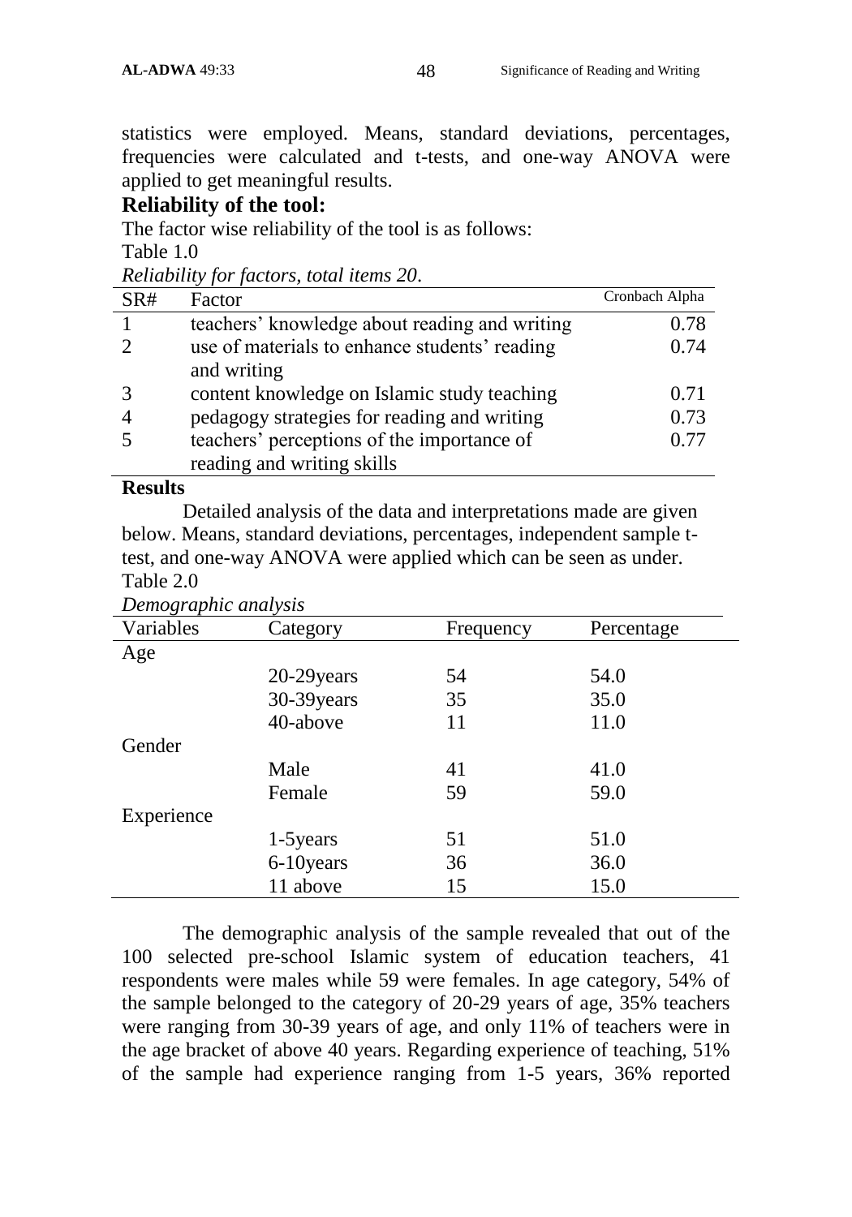statistics were employed. Means, standard deviations, percentages, frequencies were calculated and t-tests, and one-way ANOVA were applied to get meaningful results.

## Reliability of the tool:

The factor wise reliability of the tool is as follows:

Table 1.0

*Reliability for factors, total items 20*.

| SR# | Factor | Cronbach Alpha |
|---|---|---|
| 1 | teachers' knowledge about reading and writing | 0.78 |
| 2 | use of materials to enhance students' reading and writing | 0.74 |
| 3 | content knowledge on Islamic study teaching | 0.71 |
| 4 | pedagogy strategies for reading and writing | 0.73 |
| 5 | teachers' perceptions of the importance of reading and writing skills | 0.77 |

**Results**

Detailed analysis of the data and interpretations made are given below. Means, standard deviations, percentages, independent sample t-test, and one-way ANOVA were applied which can be seen as under.

Table 2.0

*Demographic analysis*

| Variables | Category | Frequency | Percentage |
|---|---|---|---|
| Age | | | |
| | 20-29years | 54 | 54.0 |
| | 30-39years | 35 | 35.0 |
| | 40-above | 11 | 11.0 |
| Gender | | | |
| | Male | 41 | 41.0 |
| | Female | 59 | 59.0 |
| Experience | | | |
| | 1-5years | 51 | 51.0 |
| | 6-10years | 36 | 36.0 |
| | 11 above | 15 | 15.0 |

The demographic analysis of the sample revealed that out of the 100 selected pre-school Islamic system of education teachers, 41 respondents were males while 59 were females. In age category, 54% of the sample belonged to the category of 20-29 years of age, 35% teachers were ranging from 30-39 years of age, and only 11% of teachers were in the age bracket of above 40 years. Regarding experience of teaching, 51% of the sample had experience ranging from 1-5 years, 36% reported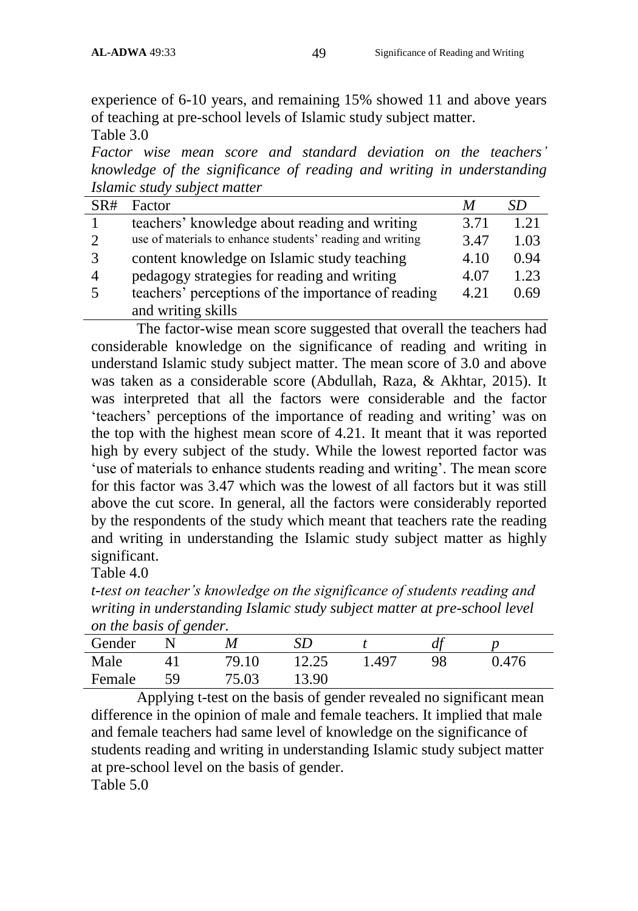experience of 6-10 years, and remaining 15% showed 11 and above years of teaching at pre-school levels of Islamic study subject matter.

Table 3.0

*Factor wise mean score and standard deviation on the teachers' knowledge of the significance of reading and writing in understanding Islamic study subject matter*

| SR# | Factor | *M* | *SD* |
|---|---|---|---|
| 1 | teachers' knowledge about reading and writing | 3.71 | 1.21 |
| 2 | use of materials to enhance students' reading and writing | 3.47 | 1.03 |
| 3 | content knowledge on Islamic study teaching | 4.10 | 0.94 |
| 4 | pedagogy strategies for reading and writing | 4.07 | 1.23 |
| 5 | teachers' perceptions of the importance of reading and writing skills | 4.21 | 0.69 |

The factor-wise mean score suggested that overall the teachers had considerable knowledge on the significance of reading and writing in understand Islamic study subject matter. The mean score of 3.0 and above was taken as a considerable score (Abdullah, Raza, & Akhtar, 2015). It was interpreted that all the factors were considerable and the factor 'teachers' perceptions of the importance of reading and writing' was on the top with the highest mean score of 4.21. It meant that it was reported high by every subject of the study. While the lowest reported factor was 'use of materials to enhance students reading and writing'. The mean score for this factor was 3.47 which was the lowest of all factors but it was still above the cut score. In general, all the factors were considerably reported by the respondents of the study which meant that teachers rate the reading and writing in understanding the Islamic study subject matter as highly significant.

Table 4.0

*t-test on teacher's knowledge on the significance of students reading and writing in understanding Islamic study subject matter at pre-school level on the basis of gender.*

| Gender | N | *M* | *SD* | *t* | *df* | *p* |
|---|---|---|---|---|---|---|
| Male | 41 | 79.10 | 12.25 | 1.497 | 98 | 0.476 |
| Female | 59 | 75.03 | 13.90 | | | |

Applying t-test on the basis of gender revealed no significant mean difference in the opinion of male and female teachers. It implied that male and female teachers had same level of knowledge on the significance of students reading and writing in understanding Islamic study subject matter at pre-school level on the basis of gender.

Table 5.0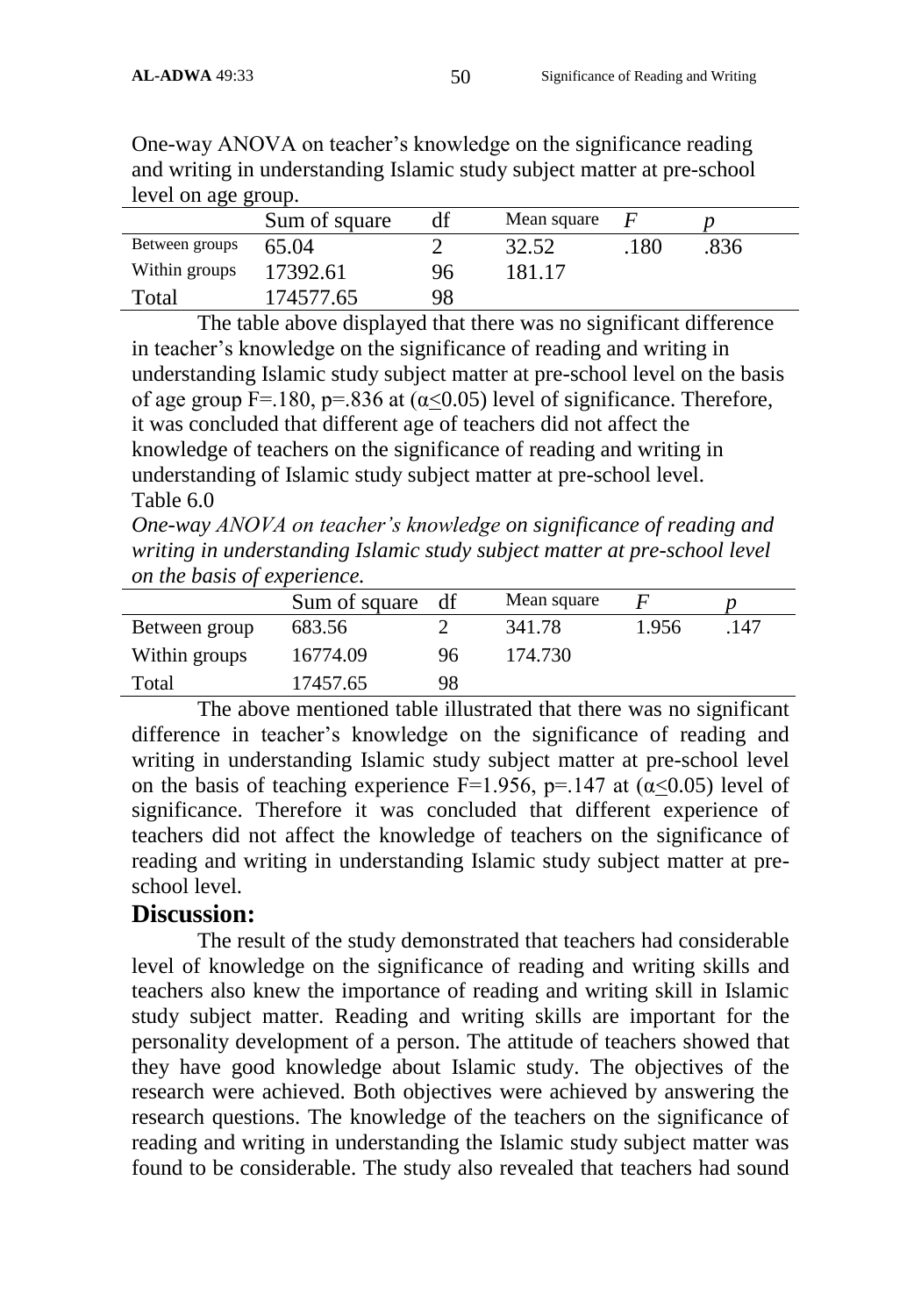One-way ANOVA on teacher's knowledge on the significance reading and writing in understanding Islamic study subject matter at pre-school level on age group.

| | Sum of square | df | Mean square | *F* | *p* |
|---|---|---|---|---|---|
| Between groups | 65.04 | 2 | 32.52 | .180 | .836 |
| Within groups | 17392.61 | 96 | 181.17 | | |
| Total | 174577.65 | 98 | | | |

The table above displayed that there was no significant difference in teacher's knowledge on the significance of reading and writing in understanding Islamic study subject matter at pre-school level on the basis of age group F=.180, p=.836 at ($\alpha \leq 0.05$) level of significance. Therefore, it was concluded that different age of teachers did not affect the knowledge of teachers on the significance of reading and writing in understanding of Islamic study subject matter at pre-school level.

Table 6.0

*One-way ANOVA on teacher's knowledge on significance of reading and writing in understanding Islamic study subject matter at pre-school level on the basis of experience.*

| | Sum of square | df | Mean square | *F* | *p* |
|---|---|---|---|---|---|
| Between group | 683.56 | 2 | 341.78 | 1.956 | .147 |
| Within groups | 16774.09 | 96 | 174.730 | | |
| Total | 17457.65 | 98 | | | |

The above mentioned table illustrated that there was no significant difference in teacher's knowledge on the significance of reading and writing in understanding Islamic study subject matter at pre-school level on the basis of teaching experience F=1.956, p=.147 at ($\alpha \leq 0.05$) level of significance. Therefore it was concluded that different experience of teachers did not affect the knowledge of teachers on the significance of reading and writing in understanding Islamic study subject matter at pre-school level.

## Discussion:

The result of the study demonstrated that teachers had considerable level of knowledge on the significance of reading and writing skills and teachers also knew the importance of reading and writing skill in Islamic study subject matter. Reading and writing skills are important for the personality development of a person. The attitude of teachers showed that they have good knowledge about Islamic study. The objectives of the research were achieved. Both objectives were achieved by answering the research questions. The knowledge of the teachers on the significance of reading and writing in understanding the Islamic study subject matter was found to be considerable. The study also revealed that teachers had sound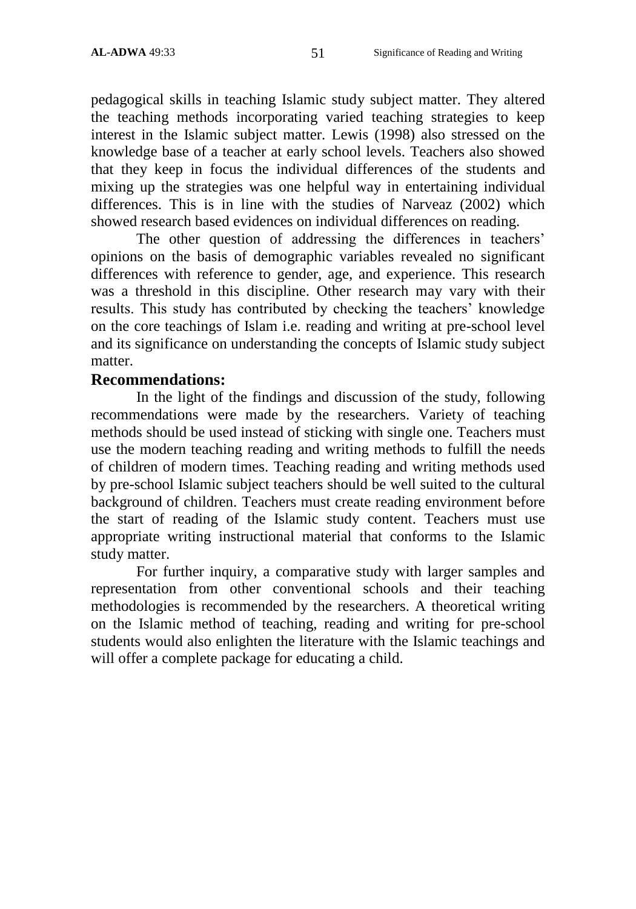pedagogical skills in teaching Islamic study subject matter. They altered the teaching methods incorporating varied teaching strategies to keep interest in the Islamic subject matter. Lewis (1998) also stressed on the knowledge base of a teacher at early school levels. Teachers also showed that they keep in focus the individual differences of the students and mixing up the strategies was one helpful way in entertaining individual differences. This is in line with the studies of Narveaz (2002) which showed research based evidences on individual differences on reading.

The other question of addressing the differences in teachers' opinions on the basis of demographic variables revealed no significant differences with reference to gender, age, and experience. This research was a threshold in this discipline. Other research may vary with their results. This study has contributed by checking the teachers' knowledge on the core teachings of Islam i.e. reading and writing at pre-school level and its significance on understanding the concepts of Islamic study subject matter.

## Recommendations:

In the light of the findings and discussion of the study, following recommendations were made by the researchers. Variety of teaching methods should be used instead of sticking with single one. Teachers must use the modern teaching reading and writing methods to fulfill the needs of children of modern times. Teaching reading and writing methods used by pre-school Islamic subject teachers should be well suited to the cultural background of children. Teachers must create reading environment before the start of reading of the Islamic study content. Teachers must use appropriate writing instructional material that conforms to the Islamic study matter.

For further inquiry, a comparative study with larger samples and representation from other conventional schools and their teaching methodologies is recommended by the researchers. A theoretical writing on the Islamic method of teaching, reading and writing for pre-school students would also enlighten the literature with the Islamic teachings and will offer a complete package for educating a child.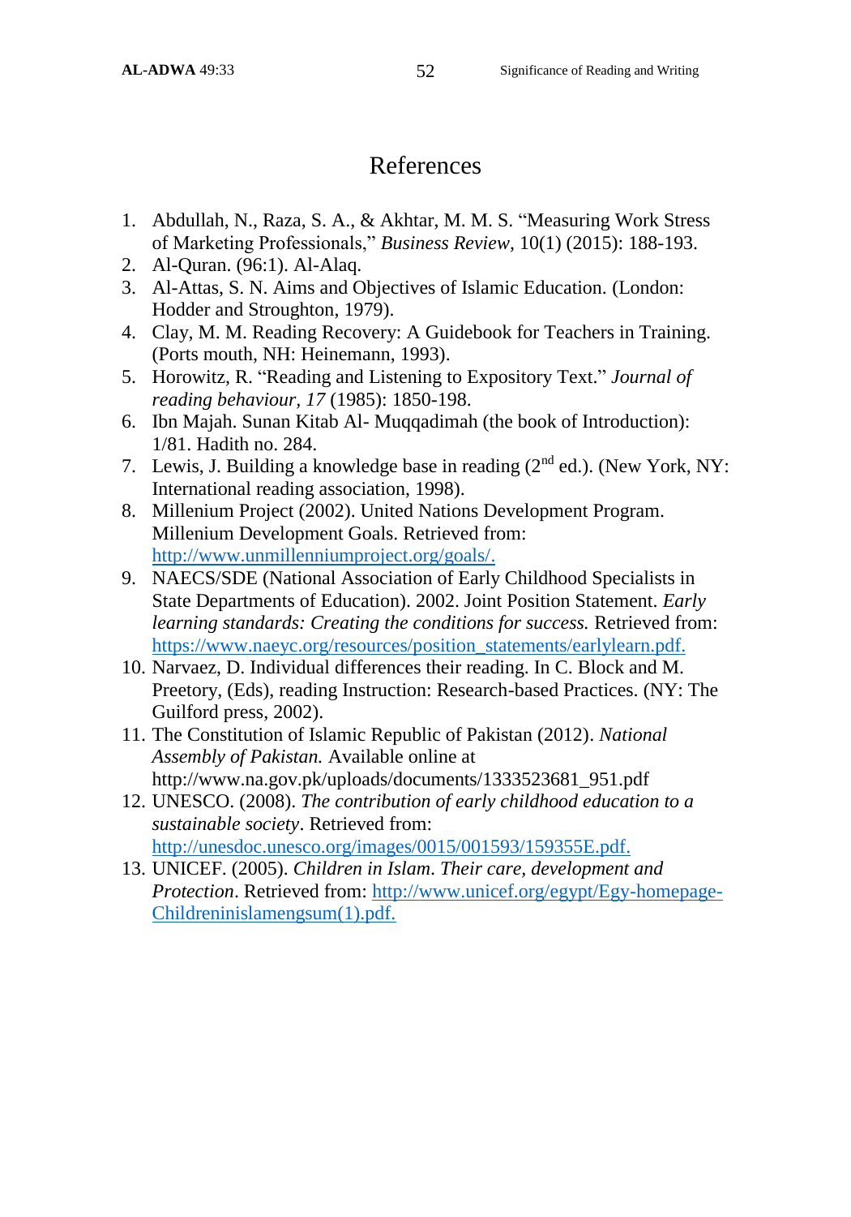# References

1. Abdullah, N., Raza, S. A., & Akhtar, M. M. S. "Measuring Work Stress of Marketing Professionals," *Business Review*, 10(1) (2015): 188-193.
2. Al-Quran. (96:1). Al-Alaq.
3. Al-Attas, S. N. Aims and Objectives of Islamic Education. (London: Hodder and Stroughton, 1979).
4. Clay, M. M. Reading Recovery: A Guidebook for Teachers in Training. (Ports mouth, NH: Heinemann, 1993).
5. Horowitz, R. "Reading and Listening to Expository Text." *Journal of reading behaviour*, *17* (1985): 1850-198.
6. Ibn Majah. Sunan Kitab Al- Muqqadimah (the book of Introduction): 1/81. Hadith no. 284.
7. Lewis, J. Building a knowledge base in reading (2nd ed.). (New York, NY: International reading association, 1998).
8. Millenium Project (2002). United Nations Development Program. Millenium Development Goals. Retrieved from: http://www.unmillenniumproject.org/goals/.
9. NAECS/SDE (National Association of Early Childhood Specialists in State Departments of Education). 2002. Joint Position Statement. *Early learning standards: Creating the conditions for success.* Retrieved from: https://www.naeyc.org/resources/position_statements/earlylearn.pdf.
10. Narvaez, D. Individual differences their reading. In C. Block and M. Preetory, (Eds), reading Instruction: Research-based Practices. (NY: The Guilford press, 2002).
11. The Constitution of Islamic Republic of Pakistan (2012). *National Assembly of Pakistan.* Available online at http://www.na.gov.pk/uploads/documents/1333523681_951.pdf
12. UNESCO. (2008). *The contribution of early childhood education to a sustainable society*. Retrieved from: http://unesdoc.unesco.org/images/0015/001593/159355E.pdf.
13. UNICEF. (2005). *Children in Islam. Their care, development and Protection*. Retrieved from: http://www.unicef.org/egypt/Egy-homepage-Childreninislamengsum(1).pdf.